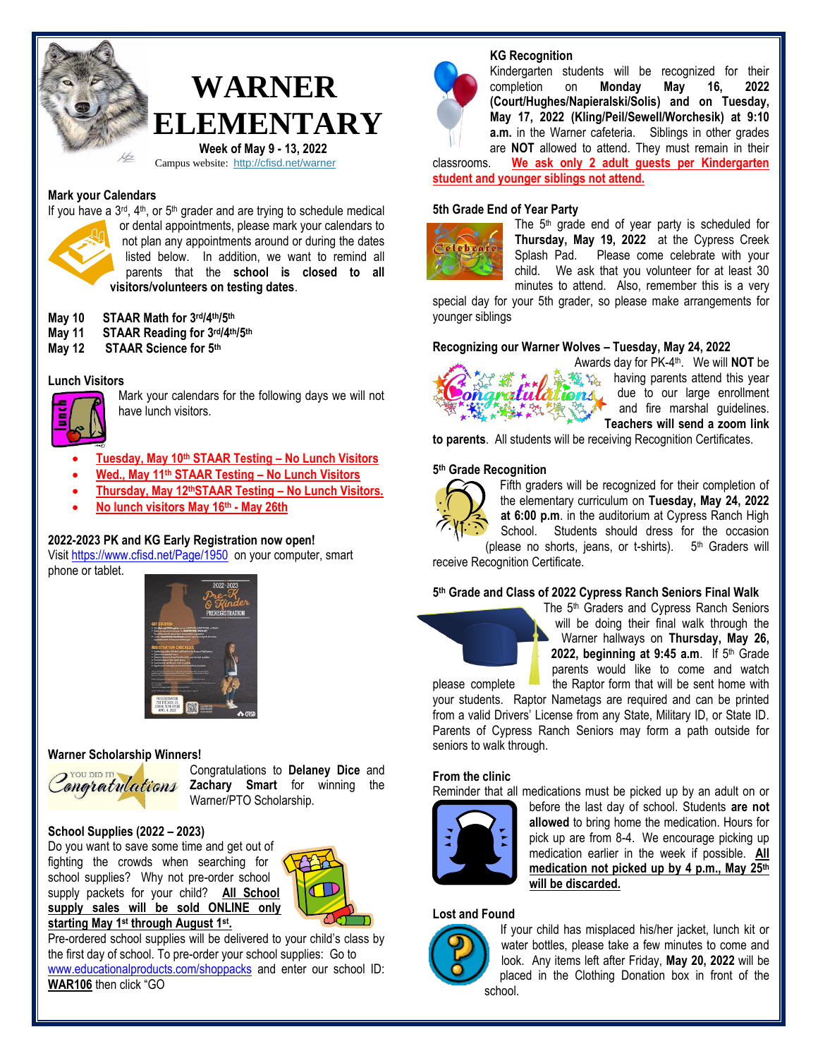# WARNER ELEMENTARY

**Week of May 9 - 13, 2022**

Campus website: http://cfisd.net/warner

## Mark your Calendars

If you have a 3rd, 4th, or 5th grader and are trying to schedule medical or dental appointments, please mark your calendars to not plan any appointments around or during the dates listed below. In addition, we want to remind all parents that the **school is closed to all visitors/volunteers on testing dates**.

**May 10 STAAR Math for 3rd/4th/5th**
**May 11 STAAR Reading for 3rd/4th/5th**
**May 12 STAAR Science for 5th**

## Lunch Visitors

Mark your calendars for the following days we will not have lunch visitors.

- **Tuesday, May 10th STAAR Testing – No Lunch Visitors**
- **Wed., May 11th STAAR Testing – No Lunch Visitors**
- **Thursday, May 12thSTAAR Testing – No Lunch Visitors.**
- **No lunch visitors May 16th - May 26th**

## 2022-2023 PK and KG Early Registration now open!

Visit https://www.cfisd.net/Page/1950 on your computer, smart phone or tablet.

## Warner Scholarship Winners!

Congratulations to **Delaney Dice** and **Zachary Smart** for winning the Warner/PTO Scholarship.

## School Supplies (2022 – 2023)

Do you want to save some time and get out of fighting the crowds when searching for school supplies? Why not pre-order school supply packets for your child? **All School supply sales will be sold ONLINE only starting May 1st through August 1st.**

Pre-ordered school supplies will be delivered to your child's class by the first day of school. To pre-order your school supplies: Go to www.educationalproducts.com/shoppacks and enter our school ID: **WAR106** then click "GO

## KG Recognition

Kindergarten students will be recognized for their completion on **Monday May 16, 2022 (Court/Hughes/Napieralski/Solis) and on Tuesday, May 17, 2022 (Kling/Peil/Sewell/Worchesik) at 9:10 a.m.** in the Warner cafeteria. Siblings in other grades are **NOT** allowed to attend. They must remain in their classrooms. **We ask only 2 adult guests per Kindergarten student and younger siblings not attend.**

## 5th Grade End of Year Party

The 5th grade end of year party is scheduled for **Thursday, May 19, 2022** at the Cypress Creek Splash Pad. Please come celebrate with your child. We ask that you volunteer for at least 30 minutes to attend. Also, remember this is a very special day for your 5th grader, so please make arrangements for younger siblings

## Recognizing our Warner Wolves – Tuesday, May 24, 2022

Awards day for PK-4th. We will **NOT** be having parents attend this year due to our large enrollment and fire marshal guidelines. **Teachers will send a zoom link to parents**. All students will be receiving Recognition Certificates.

## 5th Grade Recognition

Fifth graders will be recognized for their completion of the elementary curriculum on **Tuesday, May 24, 2022 at 6:00 p.m**. in the auditorium at Cypress Ranch High School. Students should dress for the occasion (please no shorts, jeans, or t-shirts). 5th Graders will receive Recognition Certificate.

## 5th Grade and Class of 2022 Cypress Ranch Seniors Final Walk

The 5th Graders and Cypress Ranch Seniors will be doing their final walk through the Warner hallways on **Thursday, May 26, 2022, beginning at 9:45 a.m**. If 5th Grade parents would like to come and watch please complete the Raptor form that will be sent home with your students. Raptor Nametags are required and can be printed from a valid Drivers' License from any State, Military ID, or State ID. Parents of Cypress Ranch Seniors may form a path outside for seniors to walk through.

## From the clinic

Reminder that all medications must be picked up by an adult on or before the last day of school. Students **are not allowed** to bring home the medication. Hours for pick up are from 8-4. We encourage picking up medication earlier in the week if possible. **All medication not picked up by 4 p.m., May 25th will be discarded.**

## Lost and Found

If your child has misplaced his/her jacket, lunch kit or water bottles, please take a few minutes to come and look. Any items left after Friday, **May 20, 2022** will be placed in the Clothing Donation box in front of the school.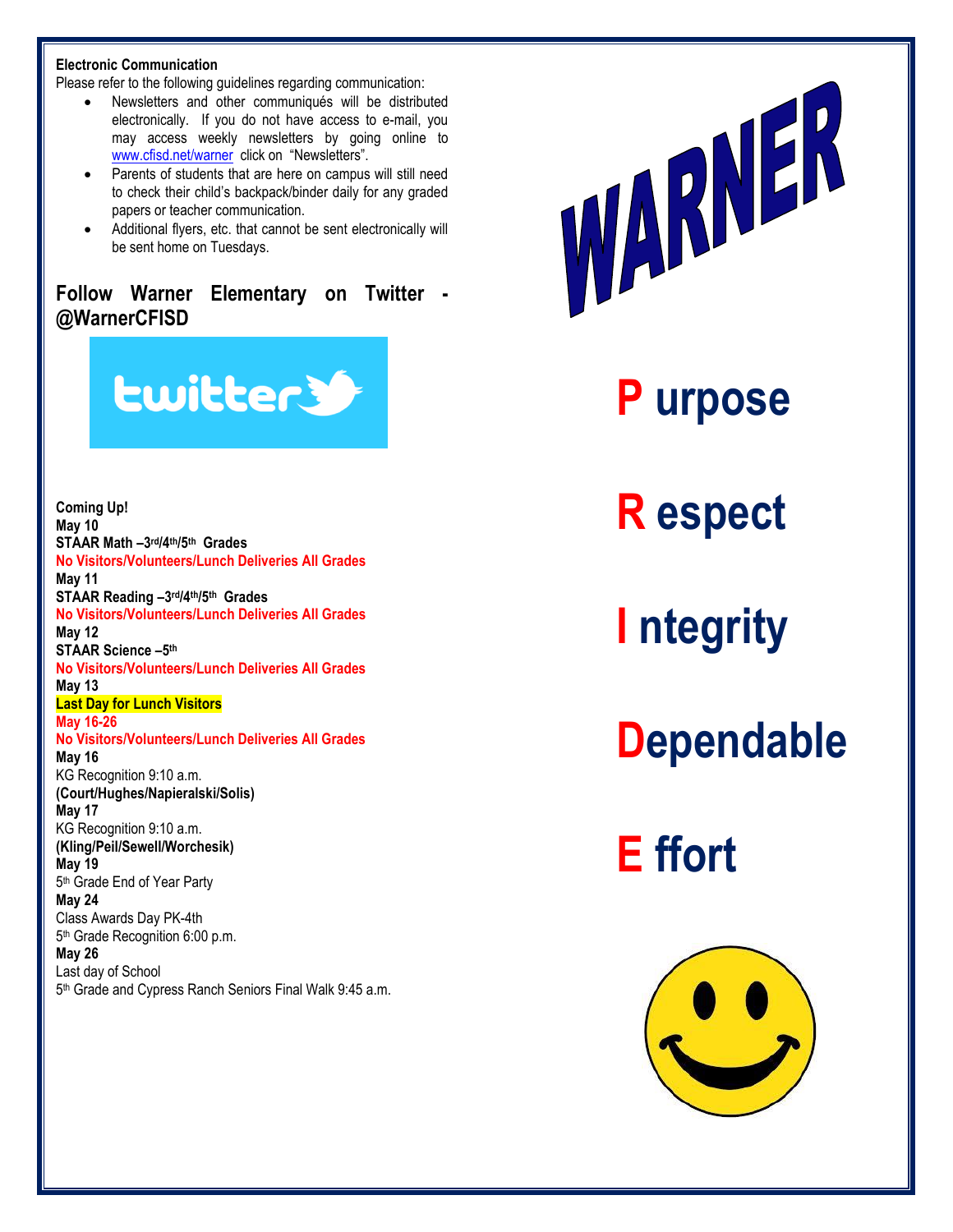**Electronic Communication**

Please refer to the following guidelines regarding communication:

- Newsletters and other communiqués will be distributed electronically. If you do not have access to e-mail, you may access weekly newsletters by going online to www.cfisd.net/warner click on "Newsletters".
- Parents of students that are here on campus will still need to check their child's backpack/binder daily for any graded papers or teacher communication.
- Additional flyers, etc. that cannot be sent electronically will be sent home on Tuesdays.

## Follow Warner Elementary on Twitter - @WarnerCFISD

twitter

**Coming Up!**

**May 10**
**STAAR Math –3rd/4th/5th Grades**
**No Visitors/Volunteers/Lunch Deliveries All Grades**

**May 11**
**STAAR Reading –3rd/4th/5th Grades**
**No Visitors/Volunteers/Lunch Deliveries All Grades**

**May 12**
**STAAR Science –5th**
**No Visitors/Volunteers/Lunch Deliveries All Grades**

**May 13**
**Last Day for Lunch Visitors**

**May 16-26**
**No Visitors/Volunteers/Lunch Deliveries All Grades**

**May 16**
KG Recognition 9:10 a.m.
**(Court/Hughes/Napieralski/Solis)**

**May 17**
KG Recognition 9:10 a.m.
**(Kling/Peil/Sewell/Worchesik)**

**May 19**
5th Grade End of Year Party

**May 24**
Class Awards Day PK-4th
5th Grade Recognition 6:00 p.m.

**May 26**
Last day of School
5th Grade and Cypress Ranch Seniors Final Walk 9:45 a.m.

# WARNER

## P urpose

## R espect

## I ntegrity

## Dependable

## E ffort